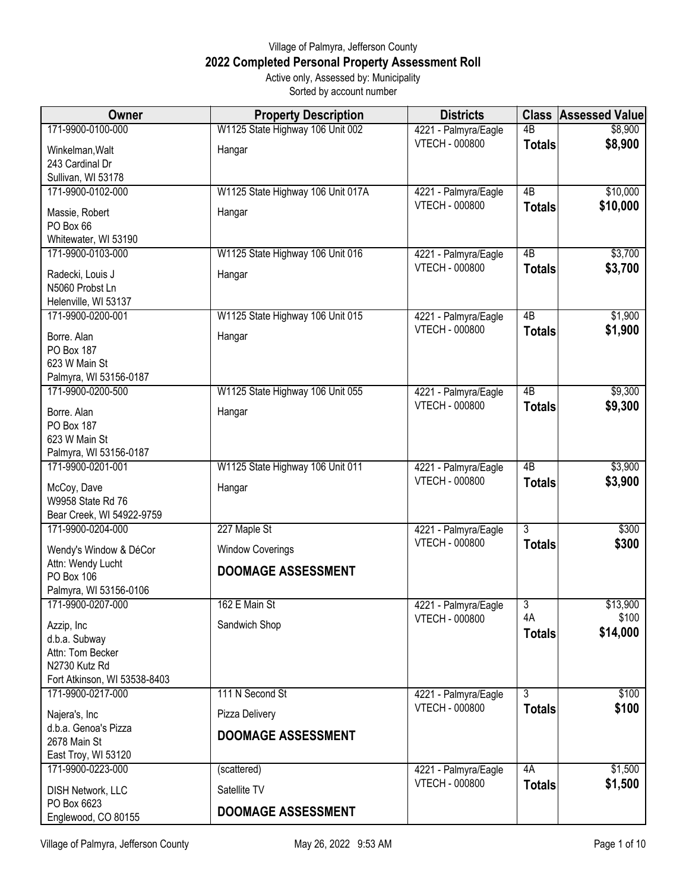Village of Palmyra, Jefferson County

## 2022 Completed Personal Property Assessment Roll

Active only, Assessed by: Municipality

Sorted by account number

| Owner | Property Description | Districts | Class | Assessed Value |
|---|---|---|---|---|
| 171-9900-0100-000<br>Winkelman,Walt<br>243 Cardinal Dr<br>Sullivan, WI 53178 | W1125 State Highway 106 Unit 002<br>Hangar | 4221 - Palmyra/Eagle<br>VTECH - 000800 | 4B<br>**Totals** | $8,900<br>**$8,900** |
| 171-9900-0102-000<br>Massie, Robert<br>PO Box 66<br>Whitewater, WI 53190 | W1125 State Highway 106 Unit 017A<br>Hangar | 4221 - Palmyra/Eagle<br>VTECH - 000800 | 4B<br>**Totals** | $10,000<br>**$10,000** |
| 171-9900-0103-000<br>Radecki, Louis J<br>N5060 Probst Ln<br>Helenville, WI 53137 | W1125 State Highway 106 Unit 016<br>Hangar | 4221 - Palmyra/Eagle<br>VTECH - 000800 | 4B<br>**Totals** | $3,700<br>**$3,700** |
| 171-9900-0200-001<br>Borre. Alan<br>PO Box 187<br>623 W Main St<br>Palmyra, WI 53156-0187 | W1125 State Highway 106 Unit 015<br>Hangar | 4221 - Palmyra/Eagle<br>VTECH - 000800 | 4B<br>**Totals** | $1,900<br>**$1,900** |
| 171-9900-0200-500<br>Borre. Alan<br>PO Box 187<br>623 W Main St<br>Palmyra, WI 53156-0187 | W1125 State Highway 106 Unit 055<br>Hangar | 4221 - Palmyra/Eagle<br>VTECH - 000800 | 4B<br>**Totals** | $9,300<br>**$9,300** |
| 171-9900-0201-001<br>McCoy, Dave<br>W9958 State Rd 76<br>Bear Creek, WI 54922-9759 | W1125 State Highway 106 Unit 011<br>Hangar | 4221 - Palmyra/Eagle<br>VTECH - 000800 | 4B<br>**Totals** | $3,900<br>**$3,900** |
| 171-9900-0204-000<br>Wendy's Window & DéCor<br>Attn: Wendy Lucht<br>PO Box 106<br>Palmyra, WI 53156-0106 | 227 Maple St<br>Window Coverings<br>**DOOMAGE ASSESSMENT** | 4221 - Palmyra/Eagle<br>VTECH - 000800 | 3<br>**Totals** | $300<br>**$300** |
| 171-9900-0207-000<br>Azzip, Inc<br>d.b.a. Subway<br>Attn: Tom Becker<br>N2730 Kutz Rd<br>Fort Atkinson, WI 53538-8403 | 162 E Main St<br>Sandwich Shop | 4221 - Palmyra/Eagle<br>VTECH - 000800 | 3<br>4A<br>**Totals** | $13,900<br>$100<br>**$14,000** |
| 171-9900-0217-000<br>Najera's, Inc<br>d.b.a. Genoa's Pizza<br>2678 Main St<br>East Troy, WI 53120 | 111 N Second St<br>Pizza Delivery<br>**DOOMAGE ASSESSMENT** | 4221 - Palmyra/Eagle<br>VTECH - 000800 | 3<br>**Totals** | $100<br>**$100** |
| 171-9900-0223-000<br>DISH Network, LLC<br>PO Box 6623<br>Englewood, CO 80155 | (scattered)<br>Satellite TV<br>**DOOMAGE ASSESSMENT** | 4221 - Palmyra/Eagle<br>VTECH - 000800 | 4A<br>**Totals** | $1,500<br>**$1,500** |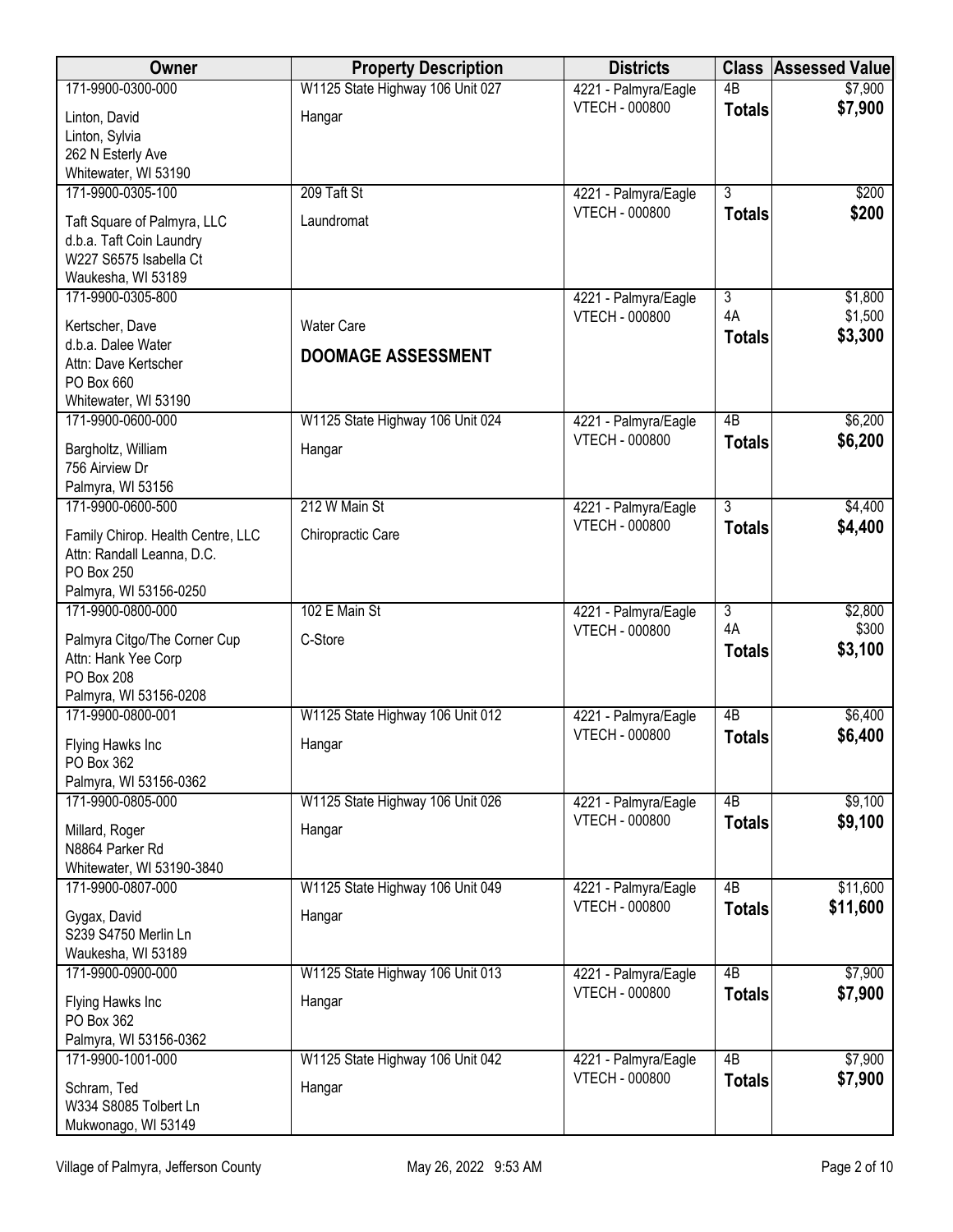| Owner | Property Description | Districts | Class | Assessed Value |
|---|---|---|---|---|
| 171-9900-0300-000<br>Linton, David<br>Linton, Sylvia<br>262 N Esterly Ave<br>Whitewater, WI 53190 | W1125 State Highway 106 Unit 027<br>Hangar | 4221 - Palmyra/Eagle<br>VTECH - 000800 | 4B<br>**Totals** | $7,900<br>**$7,900** |
| 171-9900-0305-100<br>Taft Square of Palmyra, LLC<br>d.b.a. Taft Coin Laundry<br>W227 S6575 Isabella Ct<br>Waukesha, WI 53189 | 209 Taft St<br>Laundromat | 4221 - Palmyra/Eagle<br>VTECH - 000800 | 3<br>**Totals** | $200<br>**$200** |
| 171-9900-0305-800<br>Kertscher, Dave<br>d.b.a. Dalee Water<br>Attn: Dave Kertscher<br>PO Box 660<br>Whitewater, WI 53190 | Water Care<br>**DOOMAGE ASSESSMENT** | 4221 - Palmyra/Eagle<br>VTECH - 000800 | 3<br>4A<br>**Totals** | $1,800<br>$1,500<br>**$3,300** |
| 171-9900-0600-000<br>Bargholtz, William<br>756 Airview Dr<br>Palmyra, WI 53156 | W1125 State Highway 106 Unit 024<br>Hangar | 4221 - Palmyra/Eagle<br>VTECH - 000800 | 4B<br>**Totals** | $6,200<br>**$6,200** |
| 171-9900-0600-500<br>Family Chirop. Health Centre, LLC<br>Attn: Randall Leanna, D.C.<br>PO Box 250<br>Palmyra, WI 53156-0250 | 212 W Main St<br>Chiropractic Care | 4221 - Palmyra/Eagle<br>VTECH - 000800 | 3<br>**Totals** | $4,400<br>**$4,400** |
| 171-9900-0800-000<br>Palmyra Citgo/The Corner Cup<br>Attn: Hank Yee Corp<br>PO Box 208<br>Palmyra, WI 53156-0208 | 102 E Main St<br>C-Store | 4221 - Palmyra/Eagle<br>VTECH - 000800 | 3<br>4A<br>**Totals** | $2,800<br>$300<br>**$3,100** |
| 171-9900-0800-001<br>Flying Hawks Inc<br>PO Box 362<br>Palmyra, WI 53156-0362 | W1125 State Highway 106 Unit 012<br>Hangar | 4221 - Palmyra/Eagle<br>VTECH - 000800 | 4B<br>**Totals** | $6,400<br>**$6,400** |
| 171-9900-0805-000<br>Millard, Roger<br>N8864 Parker Rd<br>Whitewater, WI 53190-3840 | W1125 State Highway 106 Unit 026<br>Hangar | 4221 - Palmyra/Eagle<br>VTECH - 000800 | 4B<br>**Totals** | $9,100<br>**$9,100** |
| 171-9900-0807-000<br>Gygax, David<br>S239 S4750 Merlin Ln<br>Waukesha, WI 53189 | W1125 State Highway 106 Unit 049<br>Hangar | 4221 - Palmyra/Eagle<br>VTECH - 000800 | 4B<br>**Totals** | $11,600<br>**$11,600** |
| 171-9900-0900-000<br>Flying Hawks Inc<br>PO Box 362<br>Palmyra, WI 53156-0362 | W1125 State Highway 106 Unit 013<br>Hangar | 4221 - Palmyra/Eagle<br>VTECH - 000800 | 4B<br>**Totals** | $7,900<br>**$7,900** |
| 171-9900-1001-000<br>Schram, Ted<br>W334 S8085 Tolbert Ln<br>Mukwonago, WI 53149 | W1125 State Highway 106 Unit 042<br>Hangar | 4221 - Palmyra/Eagle<br>VTECH - 000800 | 4B<br>**Totals** | $7,900<br>**$7,900** |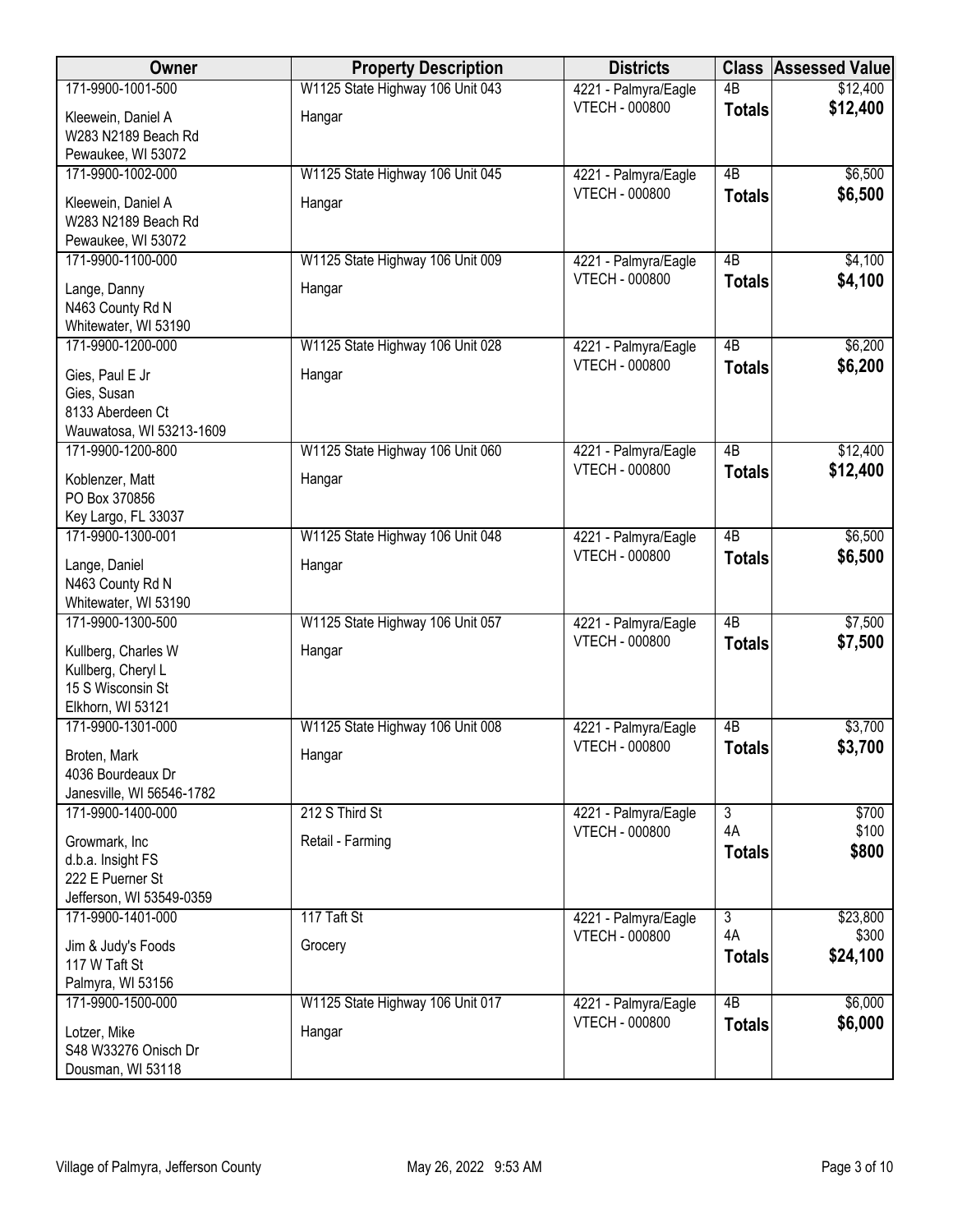| Owner | Property Description | Districts | Class | Assessed Value |
|---|---|---|---|---|
| 171-9900-1001-500<br>Kleewein, Daniel A<br>W283 N2189 Beach Rd<br>Pewaukee, WI 53072 | W1125 State Highway 106 Unit 043<br>Hangar | 4221 - Palmyra/Eagle<br>VTECH - 000800 | 4B<br>**Totals** | $12,400<br>**$12,400** |
| 171-9900-1002-000<br>Kleewein, Daniel A<br>W283 N2189 Beach Rd<br>Pewaukee, WI 53072 | W1125 State Highway 106 Unit 045<br>Hangar | 4221 - Palmyra/Eagle<br>VTECH - 000800 | 4B<br>**Totals** | $6,500<br>**$6,500** |
| 171-9900-1100-000<br>Lange, Danny<br>N463 County Rd N<br>Whitewater, WI 53190 | W1125 State Highway 106 Unit 009<br>Hangar | 4221 - Palmyra/Eagle<br>VTECH - 000800 | 4B<br>**Totals** | $4,100<br>**$4,100** |
| 171-9900-1200-000<br>Gies, Paul E Jr<br>Gies, Susan<br>8133 Aberdeen Ct<br>Wauwatosa, WI 53213-1609 | W1125 State Highway 106 Unit 028<br>Hangar | 4221 - Palmyra/Eagle<br>VTECH - 000800 | 4B<br>**Totals** | $6,200<br>**$6,200** |
| 171-9900-1200-800<br>Koblenzer, Matt<br>PO Box 370856<br>Key Largo, FL 33037 | W1125 State Highway 106 Unit 060<br>Hangar | 4221 - Palmyra/Eagle<br>VTECH - 000800 | 4B<br>**Totals** | $12,400<br>**$12,400** |
| 171-9900-1300-001<br>Lange, Daniel<br>N463 County Rd N<br>Whitewater, WI 53190 | W1125 State Highway 106 Unit 048<br>Hangar | 4221 - Palmyra/Eagle<br>VTECH - 000800 | 4B<br>**Totals** | $6,500<br>**$6,500** |
| 171-9900-1300-500<br>Kullberg, Charles W<br>Kullberg, Cheryl L<br>15 S Wisconsin St<br>Elkhorn, WI 53121 | W1125 State Highway 106 Unit 057<br>Hangar | 4221 - Palmyra/Eagle<br>VTECH - 000800 | 4B<br>**Totals** | $7,500<br>**$7,500** |
| 171-9900-1301-000<br>Broten, Mark<br>4036 Bourdeaux Dr<br>Janesville, WI 56546-1782 | W1125 State Highway 106 Unit 008<br>Hangar | 4221 - Palmyra/Eagle<br>VTECH - 000800 | 4B<br>**Totals** | $3,700<br>**$3,700** |
| 171-9900-1400-000<br>Growmark, Inc<br>d.b.a. Insight FS<br>222 E Puerner St<br>Jefferson, WI 53549-0359 | 212 S Third St<br>Retail - Farming | 4221 - Palmyra/Eagle<br>VTECH - 000800 | 3<br>4A<br>**Totals** | $700<br>$100<br>**$800** |
| 171-9900-1401-000<br>Jim & Judy's Foods<br>117 W Taft St<br>Palmyra, WI 53156 | 117 Taft St<br>Grocery | 4221 - Palmyra/Eagle<br>VTECH - 000800 | 3<br>4A<br>**Totals** | $23,800<br>$300<br>**$24,100** |
| 171-9900-1500-000<br>Lotzer, Mike<br>S48 W33276 Onisch Dr<br>Dousman, WI 53118 | W1125 State Highway 106 Unit 017<br>Hangar | 4221 - Palmyra/Eagle<br>VTECH - 000800 | 4B<br>**Totals** | $6,000<br>**$6,000** |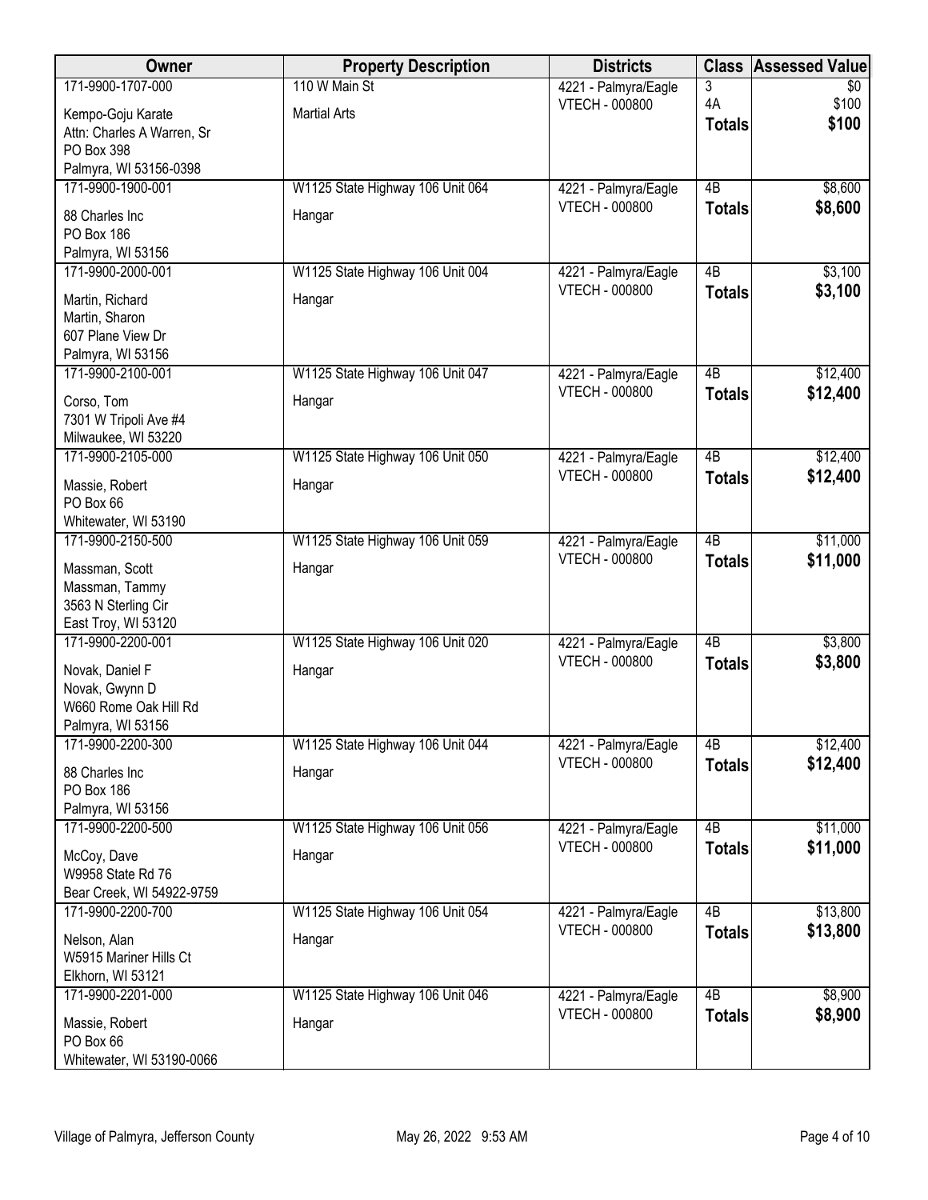| Owner | Property Description | Districts | Class | Assessed Value |
|---|---|---|---|---|
| 171-9900-1707-000<br>Kempo-Goju Karate<br>Attn: Charles A Warren, Sr<br>PO Box 398<br>Palmyra, WI 53156-0398 | 110 W Main St<br>Martial Arts | 4221 - Palmyra/Eagle<br>VTECH - 000800 | 3<br>4A<br>**Totals** | $0<br>$100<br>**$100** |
| 171-9900-1900-001<br>88 Charles Inc<br>PO Box 186<br>Palmyra, WI 53156 | W1125 State Highway 106 Unit 064<br>Hangar | 4221 - Palmyra/Eagle<br>VTECH - 000800 | 4B<br>**Totals** | $8,600<br>**$8,600** |
| 171-9900-2000-001<br>Martin, Richard<br>Martin, Sharon<br>607 Plane View Dr<br>Palmyra, WI 53156 | W1125 State Highway 106 Unit 004<br>Hangar | 4221 - Palmyra/Eagle<br>VTECH - 000800 | 4B<br>**Totals** | $3,100<br>**$3,100** |
| 171-9900-2100-001<br>Corso, Tom<br>7301 W Tripoli Ave #4<br>Milwaukee, WI 53220 | W1125 State Highway 106 Unit 047<br>Hangar | 4221 - Palmyra/Eagle<br>VTECH - 000800 | 4B<br>**Totals** | $12,400<br>**$12,400** |
| 171-9900-2105-000<br>Massie, Robert<br>PO Box 66<br>Whitewater, WI 53190 | W1125 State Highway 106 Unit 050<br>Hangar | 4221 - Palmyra/Eagle<br>VTECH - 000800 | 4B<br>**Totals** | $12,400<br>**$12,400** |
| 171-9900-2150-500<br>Massman, Scott<br>Massman, Tammy<br>3563 N Sterling Cir<br>East Troy, WI 53120 | W1125 State Highway 106 Unit 059<br>Hangar | 4221 - Palmyra/Eagle<br>VTECH - 000800 | 4B<br>**Totals** | $11,000<br>**$11,000** |
| 171-9900-2200-001<br>Novak, Daniel F<br>Novak, Gwynn D<br>W660 Rome Oak Hill Rd<br>Palmyra, WI 53156 | W1125 State Highway 106 Unit 020<br>Hangar | 4221 - Palmyra/Eagle<br>VTECH - 000800 | 4B<br>**Totals** | $3,800<br>**$3,800** |
| 171-9900-2200-300<br>88 Charles Inc<br>PO Box 186<br>Palmyra, WI 53156 | W1125 State Highway 106 Unit 044<br>Hangar | 4221 - Palmyra/Eagle<br>VTECH - 000800 | 4B<br>**Totals** | $12,400<br>**$12,400** |
| 171-9900-2200-500<br>McCoy, Dave<br>W9958 State Rd 76<br>Bear Creek, WI 54922-9759 | W1125 State Highway 106 Unit 056<br>Hangar | 4221 - Palmyra/Eagle<br>VTECH - 000800 | 4B<br>**Totals** | $11,000<br>**$11,000** |
| 171-9900-2200-700<br>Nelson, Alan<br>W5915 Mariner Hills Ct<br>Elkhorn, WI 53121 | W1125 State Highway 106 Unit 054<br>Hangar | 4221 - Palmyra/Eagle<br>VTECH - 000800 | 4B<br>**Totals** | $13,800<br>**$13,800** |
| 171-9900-2201-000<br>Massie, Robert<br>PO Box 66<br>Whitewater, WI 53190-0066 | W1125 State Highway 106 Unit 046<br>Hangar | 4221 - Palmyra/Eagle<br>VTECH - 000800 | 4B<br>**Totals** | $8,900<br>**$8,900** |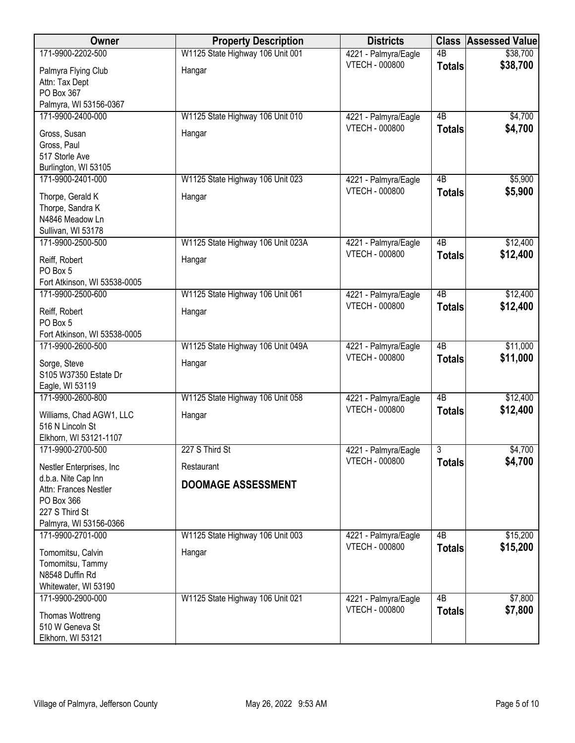| Owner | Property Description | Districts | Class | Assessed Value |
|---|---|---|---|---|
| 171-9900-2202-500<br>Palmyra Flying Club<br>Attn: Tax Dept<br>PO Box 367<br>Palmyra, WI 53156-0367 | W1125 State Highway 106 Unit 001<br>Hangar | 4221 - Palmyra/Eagle<br>VTECH - 000800 | 4B<br>**Totals** | $38,700<br>**$38,700** |
| 171-9900-2400-000<br>Gross, Susan<br>Gross, Paul<br>517 Storle Ave<br>Burlington, WI 53105 | W1125 State Highway 106 Unit 010<br>Hangar | 4221 - Palmyra/Eagle<br>VTECH - 000800 | 4B<br>**Totals** | $4,700<br>**$4,700** |
| 171-9900-2401-000<br>Thorpe, Gerald K<br>Thorpe, Sandra K<br>N4846 Meadow Ln<br>Sullivan, WI 53178 | W1125 State Highway 106 Unit 023<br>Hangar | 4221 - Palmyra/Eagle<br>VTECH - 000800 | 4B<br>**Totals** | $5,900<br>**$5,900** |
| 171-9900-2500-500<br>Reiff, Robert<br>PO Box 5<br>Fort Atkinson, WI 53538-0005 | W1125 State Highway 106 Unit 023A<br>Hangar | 4221 - Palmyra/Eagle<br>VTECH - 000800 | 4B<br>**Totals** | $12,400<br>**$12,400** |
| 171-9900-2500-600<br>Reiff, Robert<br>PO Box 5<br>Fort Atkinson, WI 53538-0005 | W1125 State Highway 106 Unit 061<br>Hangar | 4221 - Palmyra/Eagle<br>VTECH - 000800 | 4B<br>**Totals** | $12,400<br>**$12,400** |
| 171-9900-2600-500<br>Sorge, Steve<br>S105 W37350 Estate Dr<br>Eagle, WI 53119 | W1125 State Highway 106 Unit 049A<br>Hangar | 4221 - Palmyra/Eagle<br>VTECH - 000800 | 4B<br>**Totals** | $11,000<br>**$11,000** |
| 171-9900-2600-800<br>Williams, Chad AGW1, LLC<br>516 N Lincoln St<br>Elkhorn, WI 53121-1107 | W1125 State Highway 106 Unit 058<br>Hangar | 4221 - Palmyra/Eagle<br>VTECH - 000800 | 4B<br>**Totals** | $12,400<br>**$12,400** |
| 171-9900-2700-500<br>Nestler Enterprises, Inc<br>d.b.a. Nite Cap Inn<br>Attn: Frances Nestler<br>PO Box 366<br>227 S Third St<br>Palmyra, WI 53156-0366 | 227 S Third St<br>Restaurant<br>**DOOMAGE ASSESSMENT** | 4221 - Palmyra/Eagle<br>VTECH - 000800 | 3<br>**Totals** | $4,700<br>**$4,700** |
| 171-9900-2701-000<br>Tomomitsu, Calvin<br>Tomomitsu, Tammy<br>N8548 Duffin Rd<br>Whitewater, WI 53190 | W1125 State Highway 106 Unit 003<br>Hangar | 4221 - Palmyra/Eagle<br>VTECH - 000800 | 4B<br>**Totals** | $15,200<br>**$15,200** |
| 171-9900-2900-000<br>Thomas Wottreng<br>510 W Geneva St<br>Elkhorn, WI 53121 | W1125 State Highway 106 Unit 021 | 4221 - Palmyra/Eagle<br>VTECH - 000800 | 4B<br>**Totals** | $7,800<br>**$7,800** |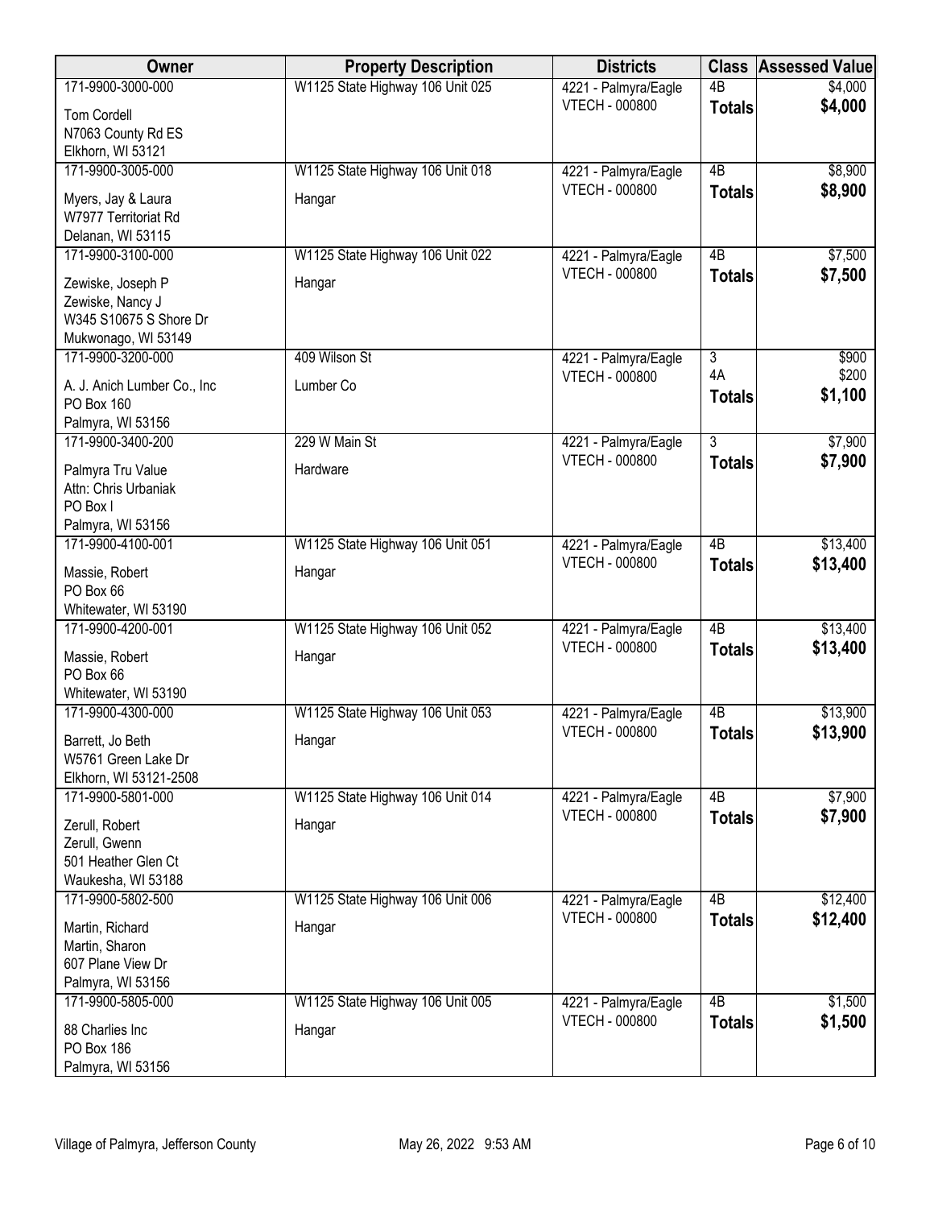| Owner | Property Description | Districts | Class | Assessed Value |
|---|---|---|---|---|
| 171-9900-3000-000<br>Tom Cordell<br>N7063 County Rd ES<br>Elkhorn, WI 53121 | W1125 State Highway 106 Unit 025 | 4221 - Palmyra/Eagle<br>VTECH - 000800 | 4B<br>**Totals** | $4,000<br>**$4,000** |
| 171-9900-3005-000<br>Myers, Jay & Laura<br>W7977 Territoriat Rd<br>Delanan, WI 53115 | W1125 State Highway 106 Unit 018<br>Hangar | 4221 - Palmyra/Eagle<br>VTECH - 000800 | 4B<br>**Totals** | $8,900<br>**$8,900** |
| 171-9900-3100-000<br>Zewiske, Joseph P<br>Zewiske, Nancy J<br>W345 S10675 S Shore Dr<br>Mukwonago, WI 53149 | W1125 State Highway 106 Unit 022<br>Hangar | 4221 - Palmyra/Eagle<br>VTECH - 000800 | 4B<br>**Totals** | $7,500<br>**$7,500** |
| 171-9900-3200-000<br>A. J. Anich Lumber Co., Inc<br>PO Box 160<br>Palmyra, WI 53156 | 409 Wilson St<br>Lumber Co | 4221 - Palmyra/Eagle<br>VTECH - 000800 | 3<br>4A<br>**Totals** | $900<br>$200<br>**$1,100** |
| 171-9900-3400-200<br>Palmyra Tru Value<br>Attn: Chris Urbaniak<br>PO Box I<br>Palmyra, WI 53156 | 229 W Main St<br>Hardware | 4221 - Palmyra/Eagle<br>VTECH - 000800 | 3<br>**Totals** | $7,900<br>**$7,900** |
| 171-9900-4100-001<br>Massie, Robert<br>PO Box 66<br>Whitewater, WI 53190 | W1125 State Highway 106 Unit 051<br>Hangar | 4221 - Palmyra/Eagle<br>VTECH - 000800 | 4B<br>**Totals** | $13,400<br>**$13,400** |
| 171-9900-4200-001<br>Massie, Robert<br>PO Box 66<br>Whitewater, WI 53190 | W1125 State Highway 106 Unit 052<br>Hangar | 4221 - Palmyra/Eagle<br>VTECH - 000800 | 4B<br>**Totals** | $13,400<br>**$13,400** |
| 171-9900-4300-000<br>Barrett, Jo Beth<br>W5761 Green Lake Dr<br>Elkhorn, WI 53121-2508 | W1125 State Highway 106 Unit 053<br>Hangar | 4221 - Palmyra/Eagle<br>VTECH - 000800 | 4B<br>**Totals** | $13,900<br>**$13,900** |
| 171-9900-5801-000<br>Zerull, Robert<br>Zerull, Gwenn<br>501 Heather Glen Ct<br>Waukesha, WI 53188 | W1125 State Highway 106 Unit 014<br>Hangar | 4221 - Palmyra/Eagle<br>VTECH - 000800 | 4B<br>**Totals** | $7,900<br>**$7,900** |
| 171-9900-5802-500<br>Martin, Richard<br>Martin, Sharon<br>607 Plane View Dr<br>Palmyra, WI 53156 | W1125 State Highway 106 Unit 006<br>Hangar | 4221 - Palmyra/Eagle<br>VTECH - 000800 | 4B<br>**Totals** | $12,400<br>**$12,400** |
| 171-9900-5805-000<br>88 Charlies Inc<br>PO Box 186<br>Palmyra, WI 53156 | W1125 State Highway 106 Unit 005<br>Hangar | 4221 - Palmyra/Eagle<br>VTECH - 000800 | 4B<br>**Totals** | $1,500<br>**$1,500** |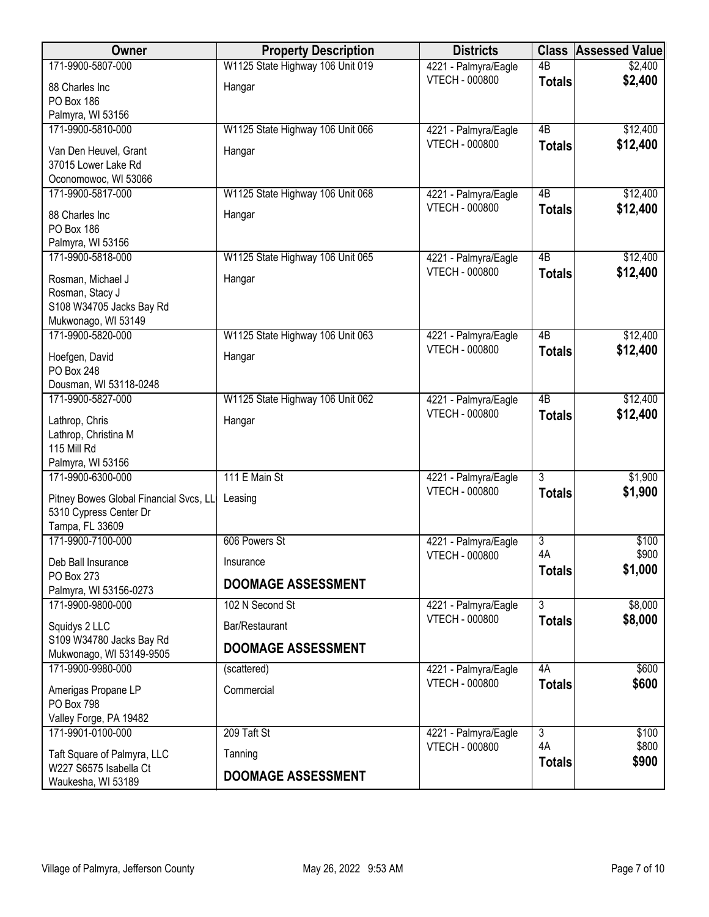| Owner | Property Description | Districts | Class | Assessed Value |
|---|---|---|---|---|
| 171-9900-5807-000<br>88 Charles Inc<br>PO Box 186<br>Palmyra, WI 53156 | W1125 State Highway 106 Unit 019<br>Hangar | 4221 - Palmyra/Eagle<br>VTECH - 000800 | 4B<br>**Totals** | $2,400<br>**$2,400** |
| 171-9900-5810-000<br>Van Den Heuvel, Grant<br>37015 Lower Lake Rd<br>Oconomowoc, WI 53066 | W1125 State Highway 106 Unit 066<br>Hangar | 4221 - Palmyra/Eagle<br>VTECH - 000800 | 4B<br>**Totals** | $12,400<br>**$12,400** |
| 171-9900-5817-000<br>88 Charles Inc<br>PO Box 186<br>Palmyra, WI 53156 | W1125 State Highway 106 Unit 068<br>Hangar | 4221 - Palmyra/Eagle<br>VTECH - 000800 | 4B<br>**Totals** | $12,400<br>**$12,400** |
| 171-9900-5818-000<br>Rosman, Michael J<br>Rosman, Stacy J<br>S108 W34705 Jacks Bay Rd<br>Mukwonago, WI 53149 | W1125 State Highway 106 Unit 065<br>Hangar | 4221 - Palmyra/Eagle<br>VTECH - 000800 | 4B<br>**Totals** | $12,400<br>**$12,400** |
| 171-9900-5820-000<br>Hoefgen, David<br>PO Box 248<br>Dousman, WI 53118-0248 | W1125 State Highway 106 Unit 063<br>Hangar | 4221 - Palmyra/Eagle<br>VTECH - 000800 | 4B<br>**Totals** | $12,400<br>**$12,400** |
| 171-9900-5827-000<br>Lathrop, Chris<br>Lathrop, Christina M<br>115 Mill Rd<br>Palmyra, WI 53156 | W1125 State Highway 106 Unit 062<br>Hangar | 4221 - Palmyra/Eagle<br>VTECH - 000800 | 4B<br>**Totals** | $12,400<br>**$12,400** |
| 171-9900-6300-000<br>Pitney Bowes Global Financial Svcs, LL<br>5310 Cypress Center Dr<br>Tampa, FL 33609 | 111 E Main St<br>Leasing | 4221 - Palmyra/Eagle<br>VTECH - 000800 | 3<br>**Totals** | $1,900<br>**$1,900** |
| 171-9900-7100-000<br>Deb Ball Insurance<br>PO Box 273<br>Palmyra, WI 53156-0273 | 606 Powers St<br>Insurance<br>**DOOMAGE ASSESSMENT** | 4221 - Palmyra/Eagle<br>VTECH - 000800 | 3<br>4A<br>**Totals** | $100<br>$900<br>**$1,000** |
| 171-9900-9800-000<br>Squidys 2 LLC<br>S109 W34780 Jacks Bay Rd<br>Mukwonago, WI 53149-9505 | 102 N Second St<br>Bar/Restaurant<br>**DOOMAGE ASSESSMENT** | 4221 - Palmyra/Eagle<br>VTECH - 000800 | 3<br>**Totals** | $8,000<br>**$8,000** |
| 171-9900-9980-000<br>Amerigas Propane LP<br>PO Box 798<br>Valley Forge, PA 19482 | (scattered)<br>Commercial | 4221 - Palmyra/Eagle<br>VTECH - 000800 | 4A<br>**Totals** | $600<br>**$600** |
| 171-9901-0100-000<br>Taft Square of Palmyra, LLC<br>W227 S6575 Isabella Ct<br>Waukesha, WI 53189 | 209 Taft St<br>Tanning<br>**DOOMAGE ASSESSMENT** | 4221 - Palmyra/Eagle<br>VTECH - 000800 | 3<br>4A<br>**Totals** | $100<br>$800<br>**$900** |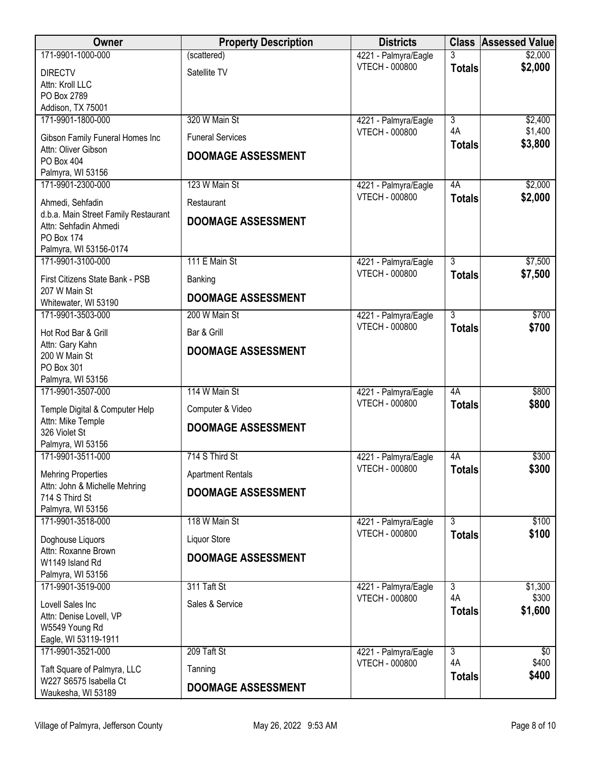| Owner | Property Description | Districts | Class | Assessed Value |
|---|---|---|---|---|
| 171-9901-1000-000<br>DIRECTV<br>Attn: Kroll LLC<br>PO Box 2789<br>Addison, TX 75001 | (scattered)<br>Satellite TV | 4221 - Palmyra/Eagle<br>VTECH - 000800 | 3<br>**Totals** | $2,000<br>**$2,000** |
| 171-9901-1800-000<br>Gibson Family Funeral Homes Inc<br>Attn: Oliver Gibson<br>PO Box 404<br>Palmyra, WI 53156 | 320 W Main St<br>Funeral Services<br>**DOOMAGE ASSESSMENT** | 4221 - Palmyra/Eagle<br>VTECH - 000800 | 3<br>4A<br>**Totals** | $2,400<br>$1,400<br>**$3,800** |
| 171-9901-2300-000<br>Ahmedi, Sehfadin<br>d.b.a. Main Street Family Restaurant<br>Attn: Sehfadin Ahmedi<br>PO Box 174<br>Palmyra, WI 53156-0174 | 123 W Main St<br>Restaurant<br>**DOOMAGE ASSESSMENT** | 4221 - Palmyra/Eagle<br>VTECH - 000800 | 4A<br>**Totals** | $2,000<br>**$2,000** |
| 171-9901-3100-000<br>First Citizens State Bank - PSB<br>207 W Main St<br>Whitewater, WI 53190 | 111 E Main St<br>Banking<br>**DOOMAGE ASSESSMENT** | 4221 - Palmyra/Eagle<br>VTECH - 000800 | 3<br>**Totals** | $7,500<br>**$7,500** |
| 171-9901-3503-000<br>Hot Rod Bar & Grill<br>Attn: Gary Kahn<br>200 W Main St<br>PO Box 301<br>Palmyra, WI 53156 | 200 W Main St<br>Bar & Grill<br>**DOOMAGE ASSESSMENT** | 4221 - Palmyra/Eagle<br>VTECH - 000800 | 3<br>**Totals** | $700<br>**$700** |
| 171-9901-3507-000<br>Temple Digital & Computer Help<br>Attn: Mike Temple<br>326 Violet St<br>Palmyra, WI 53156 | 114 W Main St<br>Computer & Video<br>**DOOMAGE ASSESSMENT** | 4221 - Palmyra/Eagle<br>VTECH - 000800 | 4A<br>**Totals** | $800<br>**$800** |
| 171-9901-3511-000<br>Mehring Properties<br>Attn: John & Michelle Mehring<br>714 S Third St<br>Palmyra, WI 53156 | 714 S Third St<br>Apartment Rentals<br>**DOOMAGE ASSESSMENT** | 4221 - Palmyra/Eagle<br>VTECH - 000800 | 4A<br>**Totals** | $300<br>**$300** |
| 171-9901-3518-000<br>Doghouse Liquors<br>Attn: Roxanne Brown<br>W1149 Island Rd<br>Palmyra, WI 53156 | 118 W Main St<br>Liquor Store<br>**DOOMAGE ASSESSMENT** | 4221 - Palmyra/Eagle<br>VTECH - 000800 | 3<br>**Totals** | $100<br>**$100** |
| 171-9901-3519-000<br>Lovell Sales Inc<br>Attn: Denise Lovell, VP<br>W5549 Young Rd<br>Eagle, WI 53119-1911 | 311 Taft St<br>Sales & Service | 4221 - Palmyra/Eagle<br>VTECH - 000800 | 3<br>4A<br>**Totals** | $1,300<br>$300<br>**$1,600** |
| 171-9901-3521-000<br>Taft Square of Palmyra, LLC<br>W227 S6575 Isabella Ct<br>Waukesha, WI 53189 | 209 Taft St<br>Tanning<br>**DOOMAGE ASSESSMENT** | 4221 - Palmyra/Eagle<br>VTECH - 000800 | 3<br>4A<br>**Totals** | $0<br>$400<br>**$400** |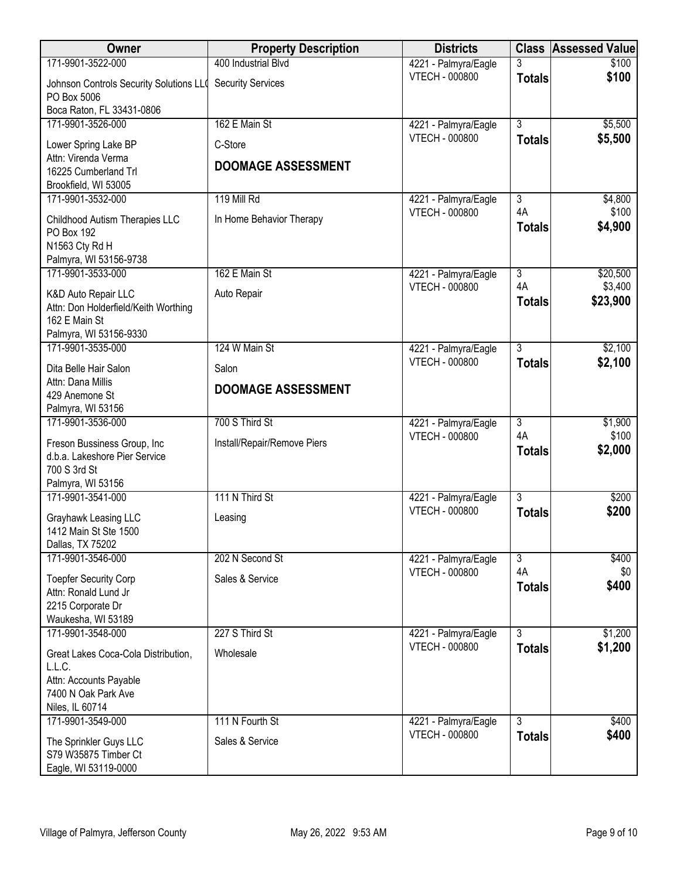| Owner | Property Description | Districts | Class | Assessed Value |
|---|---|---|---|---|
| 171-9901-3522-000<br>Johnson Controls Security Solutions LL(<br>PO Box 5006<br>Boca Raton, FL 33431-0806 | 400 Industrial Blvd<br>Security Services | 4221 - Palmyra/Eagle<br>VTECH - 000800 | 3<br>**Totals** | $100<br>**$100** |
| 171-9901-3526-000<br>Lower Spring Lake BP<br>Attn: Virenda Verma<br>16225 Cumberland Trl<br>Brookfield, WI 53005 | 162 E Main St<br>C-Store<br>**DOOMAGE ASSESSMENT** | 4221 - Palmyra/Eagle<br>VTECH - 000800 | 3<br>**Totals** | $5,500<br>**$5,500** |
| 171-9901-3532-000<br>Childhood Autism Therapies LLC<br>PO Box 192<br>N1563 Cty Rd H<br>Palmyra, WI 53156-9738 | 119 Mill Rd<br>In Home Behavior Therapy | 4221 - Palmyra/Eagle<br>VTECH - 000800 | 3<br>4A<br>**Totals** | $4,800<br>$100<br>**$4,900** |
| 171-9901-3533-000<br>K&D Auto Repair LLC<br>Attn: Don Holderfield/Keith Worthing<br>162 E Main St<br>Palmyra, WI 53156-9330 | 162 E Main St<br>Auto Repair | 4221 - Palmyra/Eagle<br>VTECH - 000800 | 3<br>4A<br>**Totals** | $20,500<br>$3,400<br>**$23,900** |
| 171-9901-3535-000<br>Dita Belle Hair Salon<br>Attn: Dana Millis<br>429 Anemone St<br>Palmyra, WI 53156 | 124 W Main St<br>Salon<br>**DOOMAGE ASSESSMENT** | 4221 - Palmyra/Eagle<br>VTECH - 000800 | 3<br>**Totals** | $2,100<br>**$2,100** |
| 171-9901-3536-000<br>Freson Bussiness Group, Inc<br>d.b.a. Lakeshore Pier Service<br>700 S 3rd St<br>Palmyra, WI 53156 | 700 S Third St<br>Install/Repair/Remove Piers | 4221 - Palmyra/Eagle<br>VTECH - 000800 | 3<br>4A<br>**Totals** | $1,900<br>$100<br>**$2,000** |
| 171-9901-3541-000<br>Grayhawk Leasing LLC<br>1412 Main St Ste 1500<br>Dallas, TX 75202 | 111 N Third St<br>Leasing | 4221 - Palmyra/Eagle<br>VTECH - 000800 | 3<br>**Totals** | $200<br>**$200** |
| 171-9901-3546-000<br>Toepfer Security Corp<br>Attn: Ronald Lund Jr<br>2215 Corporate Dr<br>Waukesha, WI 53189 | 202 N Second St<br>Sales & Service | 4221 - Palmyra/Eagle<br>VTECH - 000800 | 3<br>4A<br>**Totals** | $400<br>$0<br>**$400** |
| 171-9901-3548-000<br>Great Lakes Coca-Cola Distribution, L.L.C.<br>Attn: Accounts Payable<br>7400 N Oak Park Ave<br>Niles, IL 60714 | 227 S Third St<br>Wholesale | 4221 - Palmyra/Eagle<br>VTECH - 000800 | 3<br>**Totals** | $1,200<br>**$1,200** |
| 171-9901-3549-000<br>The Sprinkler Guys LLC<br>S79 W35875 Timber Ct<br>Eagle, WI 53119-0000 | 111 N Fourth St<br>Sales & Service | 4221 - Palmyra/Eagle<br>VTECH - 000800 | 3<br>**Totals** | $400<br>**$400** |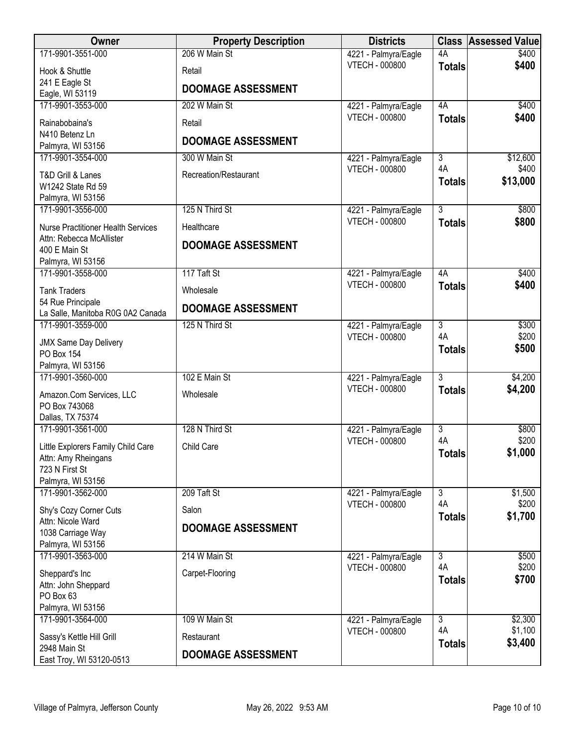| Owner | Property Description | Districts | Class | Assessed Value |
|---|---|---|---|---|
| 171-9901-3551-000<br>Hook & Shuttle<br>241 E Eagle St<br>Eagle, WI 53119 | 206 W Main St<br>Retail<br>**DOOMAGE ASSESSMENT** | 4221 - Palmyra/Eagle<br>VTECH - 000800 | 4A<br>**Totals** | $400<br>**$400** |
| 171-9901-3553-000<br>Rainabobaina's<br>N410 Betenz Ln<br>Palmyra, WI 53156 | 202 W Main St<br>Retail<br>**DOOMAGE ASSESSMENT** | 4221 - Palmyra/Eagle<br>VTECH - 000800 | 4A<br>**Totals** | $400<br>**$400** |
| 171-9901-3554-000<br>T&D Grill & Lanes<br>W1242 State Rd 59<br>Palmyra, WI 53156 | 300 W Main St<br>Recreation/Restaurant | 4221 - Palmyra/Eagle<br>VTECH - 000800 | 3<br>4A<br>**Totals** | $12,600<br>$400<br>**$13,000** |
| 171-9901-3556-000<br>Nurse Practitioner Health Services<br>Attn: Rebecca McAllister<br>400 E Main St<br>Palmyra, WI 53156 | 125 N Third St<br>Healthcare<br>**DOOMAGE ASSESSMENT** | 4221 - Palmyra/Eagle<br>VTECH - 000800 | 3<br>**Totals** | $800<br>**$800** |
| 171-9901-3558-000<br>Tank Traders<br>54 Rue Principale<br>La Salle, Manitoba R0G 0A2 Canada | 117 Taft St<br>Wholesale<br>**DOOMAGE ASSESSMENT** | 4221 - Palmyra/Eagle<br>VTECH - 000800 | 4A<br>**Totals** | $400<br>**$400** |
| 171-9901-3559-000<br>JMX Same Day Delivery<br>PO Box 154<br>Palmyra, WI 53156 | 125 N Third St | 4221 - Palmyra/Eagle<br>VTECH - 000800 | 3<br>4A<br>**Totals** | $300<br>$200<br>**$500** |
| 171-9901-3560-000<br>Amazon.Com Services, LLC<br>PO Box 743068<br>Dallas, TX 75374 | 102 E Main St<br>Wholesale | 4221 - Palmyra/Eagle<br>VTECH - 000800 | 3<br>**Totals** | $4,200<br>**$4,200** |
| 171-9901-3561-000<br>Little Explorers Family Child Care<br>Attn: Amy Rheingans<br>723 N First St<br>Palmyra, WI 53156 | 128 N Third St<br>Child Care | 4221 - Palmyra/Eagle<br>VTECH - 000800 | 3<br>4A<br>**Totals** | $800<br>$200<br>**$1,000** |
| 171-9901-3562-000<br>Shy's Cozy Corner Cuts<br>Attn: Nicole Ward<br>1038 Carriage Way<br>Palmyra, WI 53156 | 209 Taft St<br>Salon<br>**DOOMAGE ASSESSMENT** | 4221 - Palmyra/Eagle<br>VTECH - 000800 | 3<br>4A<br>**Totals** | $1,500<br>$200<br>**$1,700** |
| 171-9901-3563-000<br>Sheppard's Inc<br>Attn: John Sheppard<br>PO Box 63<br>Palmyra, WI 53156 | 214 W Main St<br>Carpet-Flooring | 4221 - Palmyra/Eagle<br>VTECH - 000800 | 3<br>4A<br>**Totals** | $500<br>$200<br>**$700** |
| 171-9901-3564-000<br>Sassy's Kettle Hill Grill<br>2948 Main St<br>East Troy, WI 53120-0513 | 109 W Main St<br>Restaurant<br>**DOOMAGE ASSESSMENT** | 4221 - Palmyra/Eagle<br>VTECH - 000800 | 3<br>4A<br>**Totals** | $2,300<br>$1,100<br>**$3,400** |